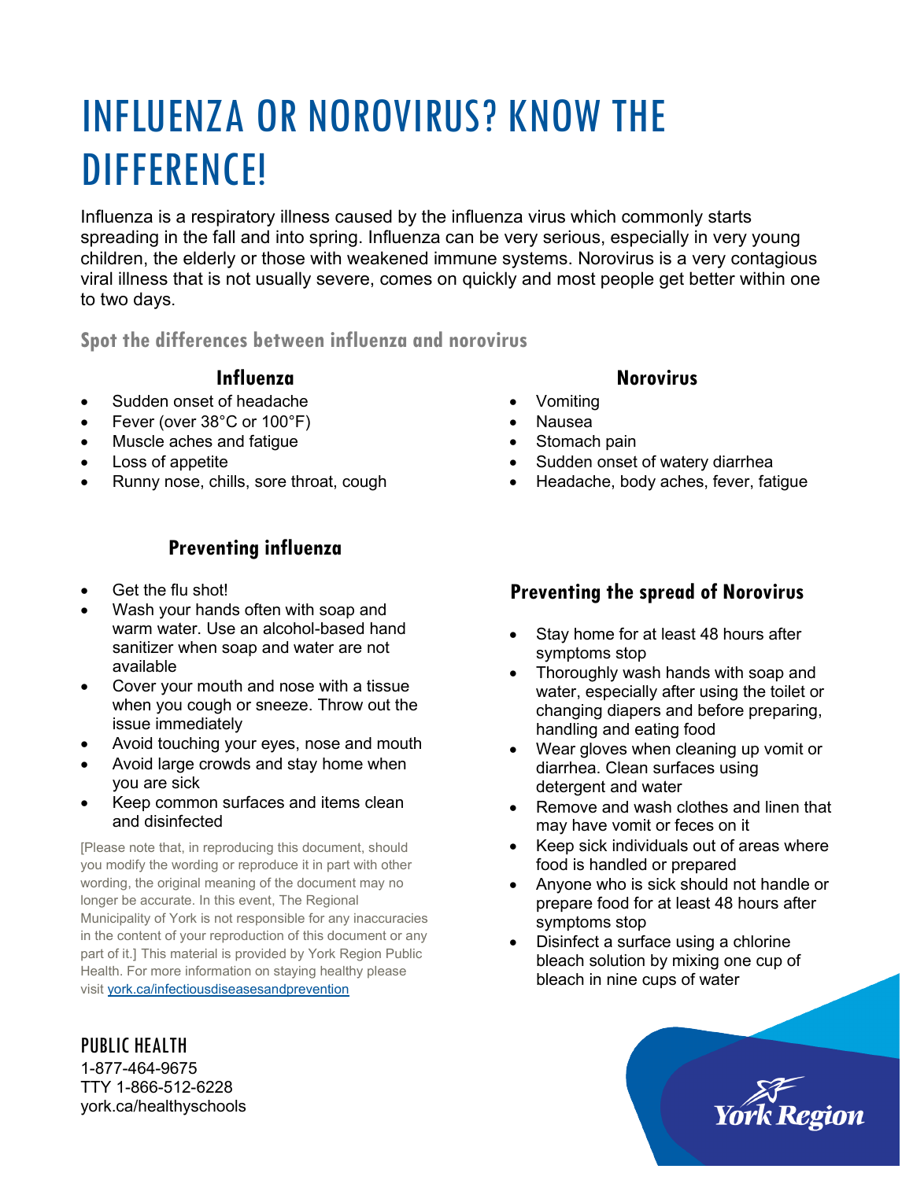# INFLUENZA OR NOROVIRUS? KNOW THE DIFFERENCE!

Influenza is a respiratory illness caused by the influenza virus which commonly starts spreading in the fall and into spring. Influenza can be very serious, especially in very young children, the elderly or those with weakened immune systems. Norovirus is a very contagious viral illness that is not usually severe, comes on quickly and most people get better within one to two days.

## Spot the differences between influenza and norovirus

### Influenza

- Sudden onset of headache
- Fever (over 38°C or 100°F)
- Muscle aches and fatigue
- Loss of appetite
- Runny nose, chills, sore throat, cough

### Norovirus

- Vomiting
- Nausea
- Stomach pain
- Sudden onset of watery diarrhea
- Headache, body aches, fever, fatigue

### Preventing influenza

- Get the flu shot!
- Wash your hands often with soap and warm water. Use an alcohol-based hand sanitizer when soap and water are not available
- Cover your mouth and nose with a tissue when you cough or sneeze. Throw out the issue immediately
- Avoid touching your eyes, nose and mouth
- Avoid large crowds and stay home when you are sick
- Keep common surfaces and items clean and disinfected

### Preventing the spread of Norovirus

- Stay home for at least 48 hours after symptoms stop
- Thoroughly wash hands with soap and water, especially after using the toilet or changing diapers and before preparing, handling and eating food
- Wear gloves when cleaning up vomit or diarrhea. Clean surfaces using detergent and water
- Remove and wash clothes and linen that may have vomit or feces on it
- Keep sick individuals out of areas where food is handled or prepared
- Anyone who is sick should not handle or prepare food for at least 48 hours after symptoms stop
- Disinfect a surface using a chlorine bleach solution by mixing one cup of bleach in nine cups of water

[Please note that, in reproducing this document, should you modify the wording or reproduce it in part with other wording, the original meaning of the document may no longer be accurate. In this event, The Regional Municipality of York is not responsible for any inaccuracies in the content of your reproduction of this document or any part of it.] This material is provided by York Region Public Health. For more information on staying healthy please visit york.ca/infectiousdiseasesandprevention

PUBLIC HEALTH
1-877-464-9675
TTY 1-866-512-6228
york.ca/healthyschools

York Region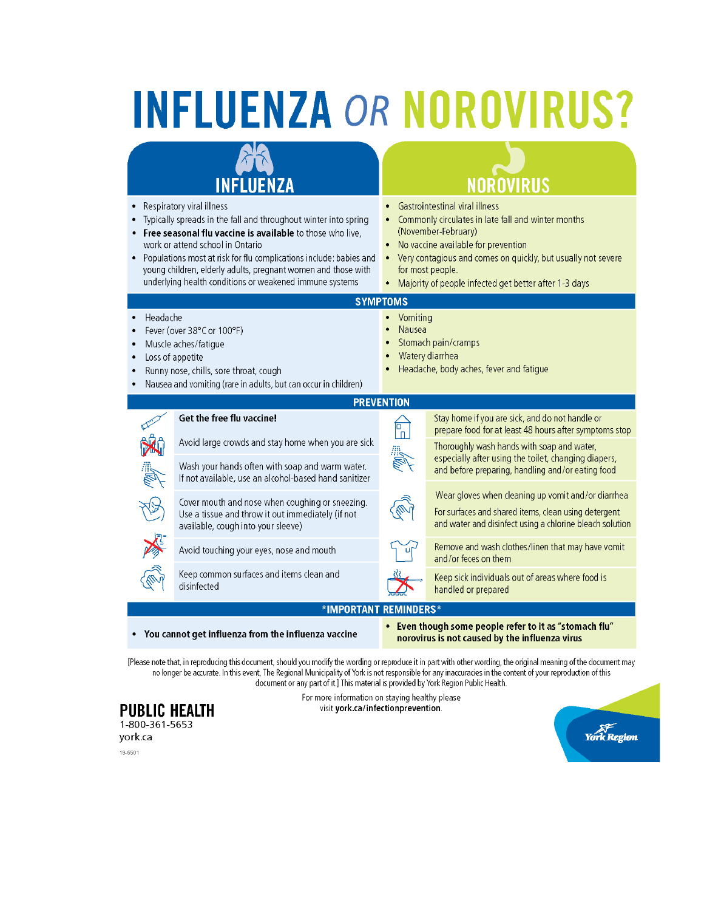# INFLUENZA *OR* NOROVIRUS?

| INFLUENZA | NOROVIRUS |
|---|---|
| • Respiratory viral illness<br>• Typically spreads in the fall and throughout winter into spring<br>• **Free seasonal flu vaccine is available** to those who live, work or attend school in Ontario<br>• Populations most at risk for flu complications include: babies and young children, elderly adults, pregnant women and those with underlying health conditions or weakened immune systems | • Gastrointestinal viral illness<br>• Commonly circulates in late fall and winter months (November-February)<br>• No vaccine available for prevention<br>• Very contagious and comes on quickly, but usually not severe for most people.<br>• Majority of people infected get better after 1-3 days |
| **SYMPTOMS** | |
| • Headache<br>• Fever (over 38°C or 100°F)<br>• Muscle aches/fatigue<br>• Loss of appetite<br>• Runny nose, chills, sore throat, cough<br>• Nausea and vomiting (rare in adults, but can occur in children) | • Vomiting<br>• Nausea<br>• Stomach pain/cramps<br>• Watery diarrhea<br>• Headache, body aches, fever and fatigue |
| **PREVENTION** | |
| **Get the free flu vaccine!** | Stay home if you are sick, and do not handle or prepare food for at least 48 hours after symptoms stop |
| Avoid large crowds and stay home when you are sick | Thoroughly wash hands with soap and water, especially after using the toilet, changing diapers, and before preparing, handling and/or eating food |
| Wash your hands often with soap and warm water. If not available, use an alcohol-based hand sanitizer | Wear gloves when cleaning up vomit and/or diarrhea<br><br>For surfaces and shared items, clean using detergent and water and disinfect using a chlorine bleach solution |
| Cover mouth and nose when coughing or sneezing. Use a tissue and throw it out immediately (if not available, cough into your sleeve) | |
| Avoid touching your eyes, nose and mouth | Remove and wash clothes/linen that may have vomit and/or feces on them |
| Keep common surfaces and items clean and disinfected | Keep sick individuals out of areas where food is handled or prepared |
| ***IMPORTANT REMINDERS*** | |
| • **You cannot get influenza from the influenza vaccine** | • **Even though some people refer to it as "stomach flu" norovirus is not caused by the influenza virus** |

[Please note that, in reproducing this document, should you modify the wording or reproduce it in part with other wording, the original meaning of the document may no longer be accurate. In this event, The Regional Municipality of York is not responsible for any inaccuracies in the content of your reproduction of this document or any part of it.] This material is provided by York Region Public Health.

For more information on staying healthy please visit **york.ca/infectionprevention**.

**PUBLIC HEALTH**
1-800-361-5653
york.ca

19-5501

York Region